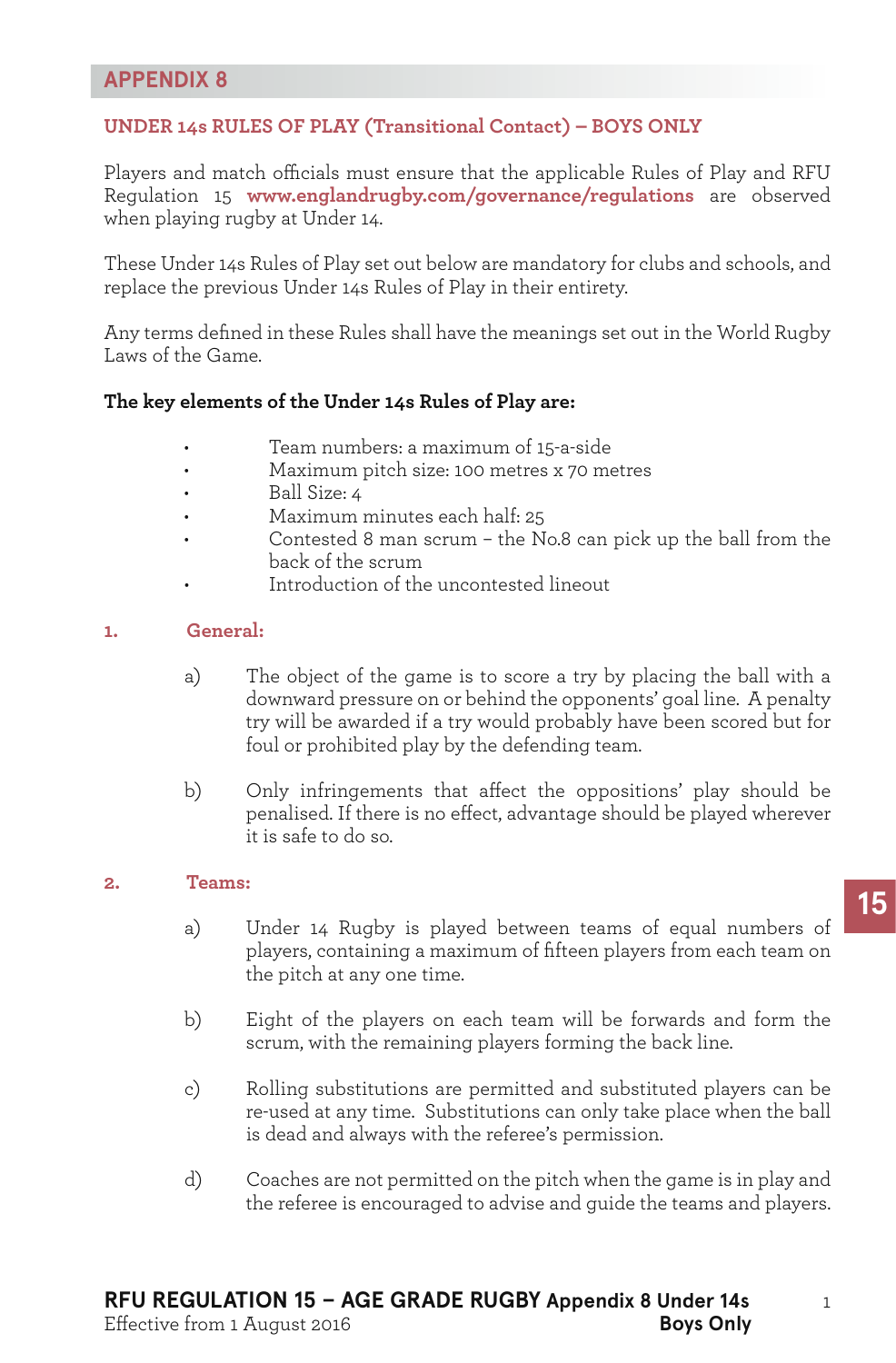# APPENDIX 8

## UNDER 14s RULES OF PLAY (Transitional Contact) – BOYS ONLY

Players and match officials must ensure that the applicable Rules of Play and RFU Regulation 15 **www.englandrugby.com/governance/regulations** are observed when playing rugby at Under 14.

These Under 14s Rules of Play set out below are mandatory for clubs and schools, and replace the previous Under 14s Rules of Play in their entirety.

Any terms defined in these Rules shall have the meanings set out in the World Rugby Laws of the Game.

**The key elements of the Under 14s Rules of Play are:**

- Team numbers: a maximum of 15-a-side
- Maximum pitch size: 100 metres x 70 metres
- Ball Size: 4
- Maximum minutes each half: 25
- Contested 8 man scrum – the No.8 can pick up the ball from the back of the scrum
- Introduction of the uncontested lineout

### 1. General:

a) The object of the game is to score a try by placing the ball with a downward pressure on or behind the opponents' goal line. A penalty try will be awarded if a try would probably have been scored but for foul or prohibited play by the defending team.

b) Only infringements that affect the oppositions' play should be penalised. If there is no effect, advantage should be played wherever it is safe to do so.

### 2. Teams:

a) Under 14 Rugby is played between teams of equal numbers of players, containing a maximum of fifteen players from each team on the pitch at any one time.

b) Eight of the players on each team will be forwards and form the scrum, with the remaining players forming the back line.

c) Rolling substitutions are permitted and substituted players can be re-used at any time. Substitutions can only take place when the ball is dead and always with the referee's permission.

d) Coaches are not permitted on the pitch when the game is in play and the referee is encouraged to advise and guide the teams and players.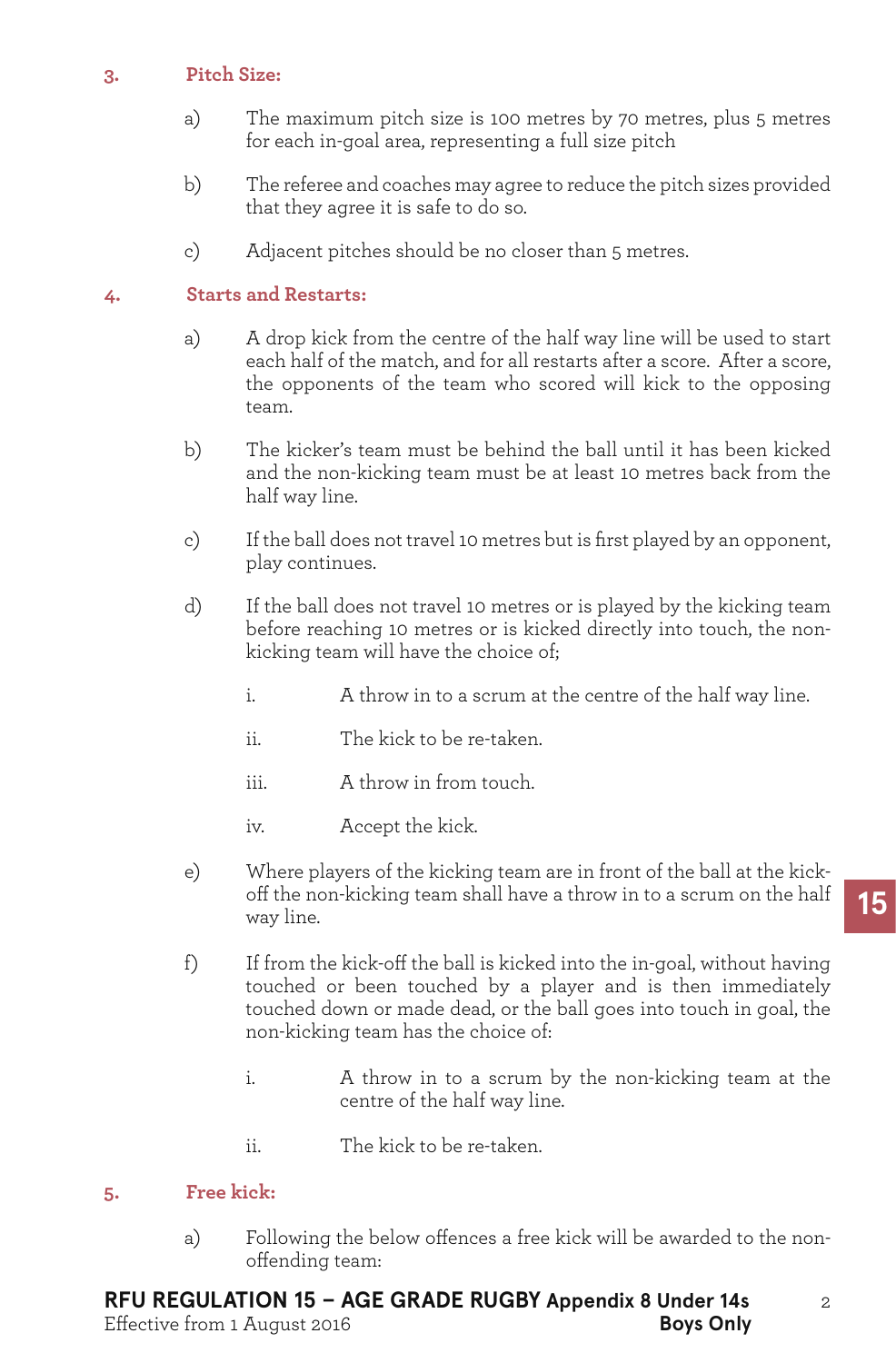### 3. Pitch Size:

a) The maximum pitch size is 100 metres by 70 metres, plus 5 metres for each in-goal area, representing a full size pitch

b) The referee and coaches may agree to reduce the pitch sizes provided that they agree it is safe to do so.

c) Adjacent pitches should be no closer than 5 metres.

### 4. Starts and Restarts:

a) A drop kick from the centre of the half way line will be used to start each half of the match, and for all restarts after a score. After a score, the opponents of the team who scored will kick to the opposing team.

b) The kicker's team must be behind the ball until it has been kicked and the non-kicking team must be at least 10 metres back from the half way line.

c) If the ball does not travel 10 metres but is first played by an opponent, play continues.

d) If the ball does not travel 10 metres or is played by the kicking team before reaching 10 metres or is kicked directly into touch, the non-kicking team will have the choice of;

   i. A throw in to a scrum at the centre of the half way line.

   ii. The kick to be re-taken.

   iii. A throw in from touch.

   iv. Accept the kick.

e) Where players of the kicking team are in front of the ball at the kick-off the non-kicking team shall have a throw in to a scrum on the half way line.

f) If from the kick-off the ball is kicked into the in-goal, without having touched or been touched by a player and is then immediately touched down or made dead, or the ball goes into touch in goal, the non-kicking team has the choice of:

   i. A throw in to a scrum by the non-kicking team at the centre of the half way line.

   ii. The kick to be re-taken.

### 5. Free kick:

a) Following the below offences a free kick will be awarded to the non-offending team: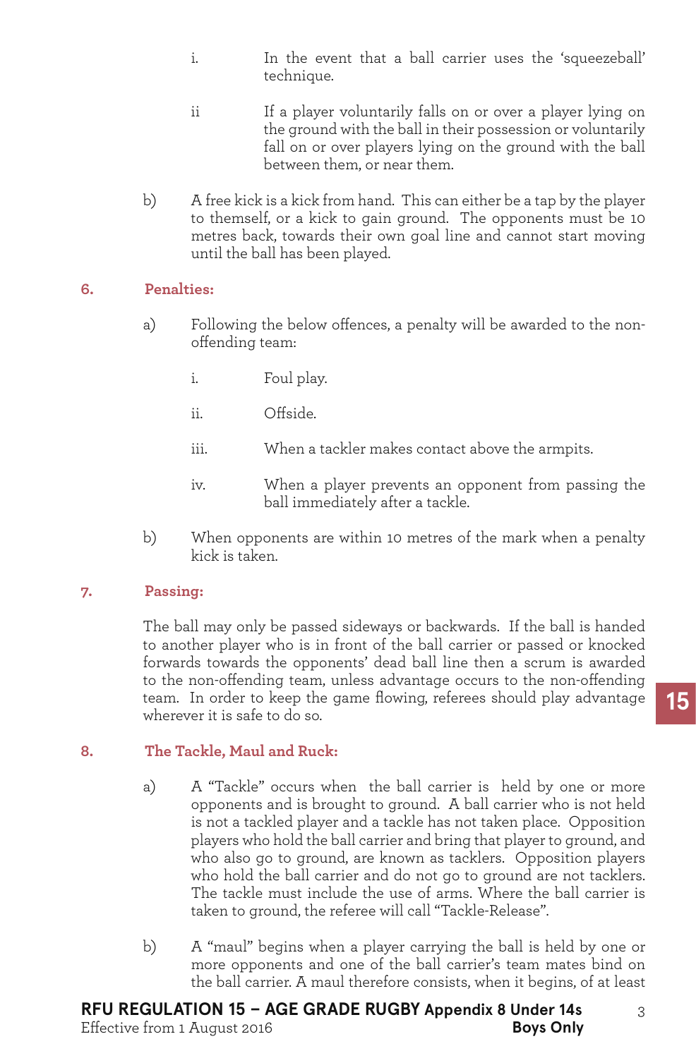i. In the event that a ball carrier uses the 'squeezeball' technique.

ii If a player voluntarily falls on or over a player lying on the ground with the ball in their possession or voluntarily fall on or over players lying on the ground with the ball between them, or near them.

b) A free kick is a kick from hand. This can either be a tap by the player to themself, or a kick to gain ground. The opponents must be 10 metres back, towards their own goal line and cannot start moving until the ball has been played.

**6. Penalties:**

a) Following the below offences, a penalty will be awarded to the non-offending team:

i. Foul play.

ii. Offside.

iii. When a tackler makes contact above the armpits.

iv. When a player prevents an opponent from passing the ball immediately after a tackle.

b) When opponents are within 10 metres of the mark when a penalty kick is taken.

**7. Passing:**

The ball may only be passed sideways or backwards. If the ball is handed to another player who is in front of the ball carrier or passed or knocked forwards towards the opponents' dead ball line then a scrum is awarded to the non-offending team, unless advantage occurs to the non-offending team. In order to keep the game flowing, referees should play advantage wherever it is safe to do so.

**8. The Tackle, Maul and Ruck:**

a) A "Tackle" occurs when the ball carrier is held by one or more opponents and is brought to ground. A ball carrier who is not held is not a tackled player and a tackle has not taken place. Opposition players who hold the ball carrier and bring that player to ground, and who also go to ground, are known as tacklers. Opposition players who hold the ball carrier and do not go to ground are not tacklers. The tackle must include the use of arms. Where the ball carrier is taken to ground, the referee will call "Tackle-Release".

b) A "maul" begins when a player carrying the ball is held by one or more opponents and one of the ball carrier's team mates bind on the ball carrier. A maul therefore consists, when it begins, of at least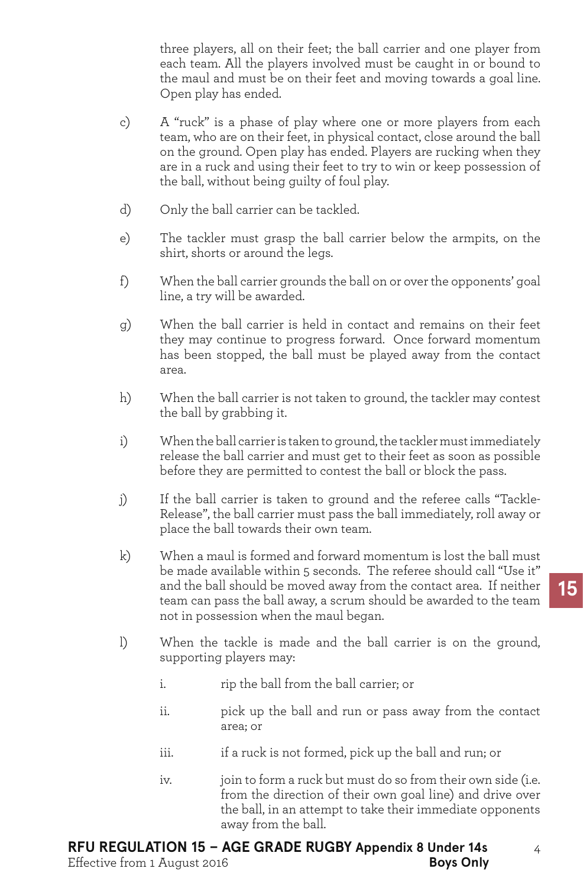three players, all on their feet; the ball carrier and one player from each team. All the players involved must be caught in or bound to the maul and must be on their feet and moving towards a goal line. Open play has ended.

c) A "ruck" is a phase of play where one or more players from each team, who are on their feet, in physical contact, close around the ball on the ground. Open play has ended. Players are rucking when they are in a ruck and using their feet to try to win or keep possession of the ball, without being guilty of foul play.

d) Only the ball carrier can be tackled.

e) The tackler must grasp the ball carrier below the armpits, on the shirt, shorts or around the legs.

f) When the ball carrier grounds the ball on or over the opponents' goal line, a try will be awarded.

g) When the ball carrier is held in contact and remains on their feet they may continue to progress forward. Once forward momentum has been stopped, the ball must be played away from the contact area.

h) When the ball carrier is not taken to ground, the tackler may contest the ball by grabbing it.

i) When the ball carrier is taken to ground, the tackler must immediately release the ball carrier and must get to their feet as soon as possible before they are permitted to contest the ball or block the pass.

j) If the ball carrier is taken to ground and the referee calls "Tackle-Release", the ball carrier must pass the ball immediately, roll away or place the ball towards their own team.

k) When a maul is formed and forward momentum is lost the ball must be made available within 5 seconds. The referee should call "Use it" and the ball should be moved away from the contact area. If neither team can pass the ball away, a scrum should be awarded to the team not in possession when the maul began.

l) When the tackle is made and the ball carrier is on the ground, supporting players may:

   i. rip the ball from the ball carrier; or

   ii. pick up the ball and run or pass away from the contact area; or

   iii. if a ruck is not formed, pick up the ball and run; or

   iv. join to form a ruck but must do so from their own side (i.e. from the direction of their own goal line) and drive over the ball, in an attempt to take their immediate opponents away from the ball.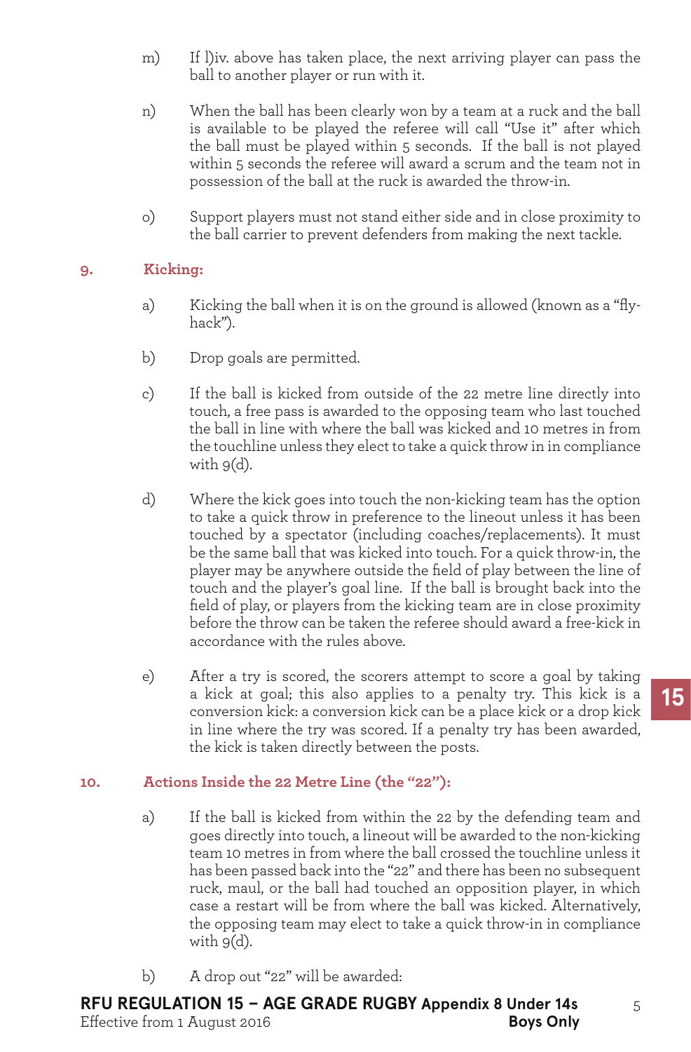m) If l)iv. above has taken place, the next arriving player can pass the ball to another player or run with it.

n) When the ball has been clearly won by a team at a ruck and the ball is available to be played the referee will call "Use it" after which the ball must be played within 5 seconds. If the ball is not played within 5 seconds the referee will award a scrum and the team not in possession of the ball at the ruck is awarded the throw-in.

o) Support players must not stand either side and in close proximity to the ball carrier to prevent defenders from making the next tackle.

## 9. Kicking:

a) Kicking the ball when it is on the ground is allowed (known as a "fly-hack").

b) Drop goals are permitted.

c) If the ball is kicked from outside of the 22 metre line directly into touch, a free pass is awarded to the opposing team who last touched the ball in line with where the ball was kicked and 10 metres in from the touchline unless they elect to take a quick throw in in compliance with 9(d).

d) Where the kick goes into touch the non-kicking team has the option to take a quick throw in preference to the lineout unless it has been touched by a spectator (including coaches/replacements). It must be the same ball that was kicked into touch. For a quick throw-in, the player may be anywhere outside the field of play between the line of touch and the player's goal line. If the ball is brought back into the field of play, or players from the kicking team are in close proximity before the throw can be taken the referee should award a free-kick in accordance with the rules above.

e) After a try is scored, the scorers attempt to score a goal by taking a kick at goal; this also applies to a penalty try. This kick is a conversion kick: a conversion kick can be a place kick or a drop kick in line where the try was scored. If a penalty try has been awarded, the kick is taken directly between the posts.

## 10. Actions Inside the 22 Metre Line (the "22"):

a) If the ball is kicked from within the 22 by the defending team and goes directly into touch, a lineout will be awarded to the non-kicking team 10 metres in from where the ball crossed the touchline unless it has been passed back into the "22" and there has been no subsequent ruck, maul, or the ball had touched an opposition player, in which case a restart will be from where the ball was kicked. Alternatively, the opposing team may elect to take a quick throw-in in compliance with 9(d).

b) A drop out "22" will be awarded: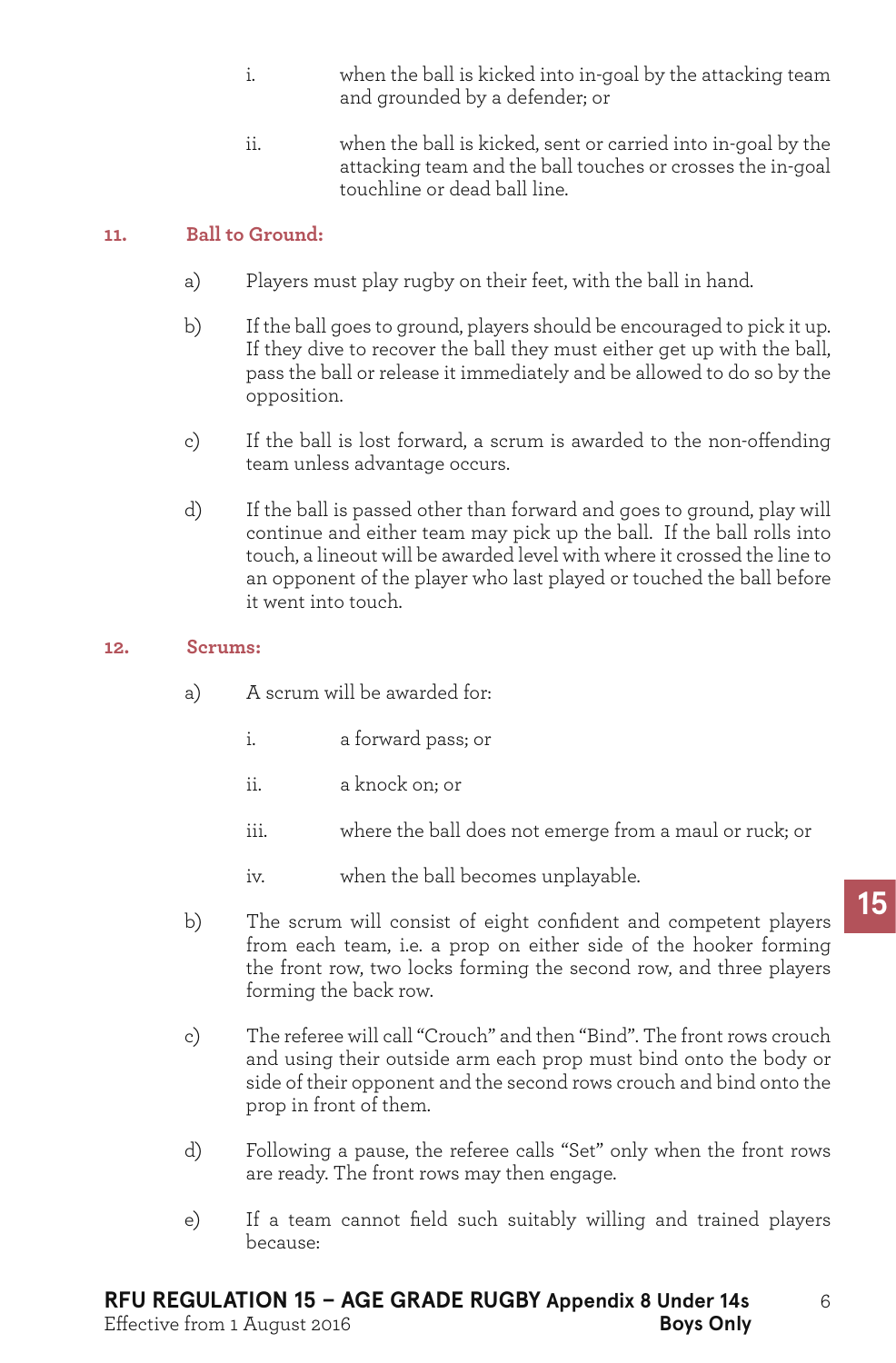i. when the ball is kicked into in-goal by the attacking team and grounded by a defender; or

ii. when the ball is kicked, sent or carried into in-goal by the attacking team and the ball touches or crosses the in-goal touchline or dead ball line.

## 11. Ball to Ground:

a) Players must play rugby on their feet, with the ball in hand.

b) If the ball goes to ground, players should be encouraged to pick it up. If they dive to recover the ball they must either get up with the ball, pass the ball or release it immediately and be allowed to do so by the opposition.

c) If the ball is lost forward, a scrum is awarded to the non-offending team unless advantage occurs.

d) If the ball is passed other than forward and goes to ground, play will continue and either team may pick up the ball. If the ball rolls into touch, a lineout will be awarded level with where it crossed the line to an opponent of the player who last played or touched the ball before it went into touch.

## 12. Scrums:

a) A scrum will be awarded for:

i. a forward pass; or

ii. a knock on; or

iii. where the ball does not emerge from a maul or ruck; or

iv. when the ball becomes unplayable.

b) The scrum will consist of eight confident and competent players from each team, i.e. a prop on either side of the hooker forming the front row, two locks forming the second row, and three players forming the back row.

c) The referee will call “Crouch” and then “Bind”. The front rows crouch and using their outside arm each prop must bind onto the body or side of their opponent and the second rows crouch and bind onto the prop in front of them.

d) Following a pause, the referee calls “Set” only when the front rows are ready. The front rows may then engage.

e) If a team cannot field such suitably willing and trained players because: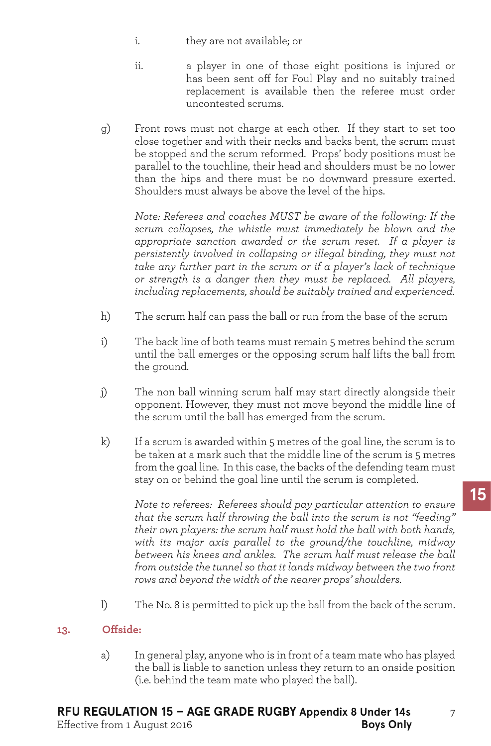i. they are not available; or

ii. a player in one of those eight positions is injured or has been sent off for Foul Play and no suitably trained replacement is available then the referee must order uncontested scrums.

g) Front rows must not charge at each other. If they start to set too close together and with their necks and backs bent, the scrum must be stopped and the scrum reformed. Props' body positions must be parallel to the touchline, their head and shoulders must be no lower than the hips and there must be no downward pressure exerted. Shoulders must always be above the level of the hips.

*Note: Referees and coaches MUST be aware of the following: If the scrum collapses, the whistle must immediately be blown and the appropriate sanction awarded or the scrum reset. If a player is persistently involved in collapsing or illegal binding, they must not take any further part in the scrum or if a player's lack of technique or strength is a danger then they must be replaced. All players, including replacements, should be suitably trained and experienced.*

h) The scrum half can pass the ball or run from the base of the scrum

i) The back line of both teams must remain 5 metres behind the scrum until the ball emerges or the opposing scrum half lifts the ball from the ground.

j) The non ball winning scrum half may start directly alongside their opponent. However, they must not move beyond the middle line of the scrum until the ball has emerged from the scrum.

k) If a scrum is awarded within 5 metres of the goal line, the scrum is to be taken at a mark such that the middle line of the scrum is 5 metres from the goal line. In this case, the backs of the defending team must stay on or behind the goal line until the scrum is completed.

*Note to referees: Referees should pay particular attention to ensure that the scrum half throwing the ball into the scrum is not "feeding" their own players: the scrum half must hold the ball with both hands, with its major axis parallel to the ground/the touchline, midway between his knees and ankles. The scrum half must release the ball from outside the tunnel so that it lands midway between the two front rows and beyond the width of the nearer props' shoulders.*

l) The No. 8 is permitted to pick up the ball from the back of the scrum.

## 13. Offside:

a) In general play, anyone who is in front of a team mate who has played the ball is liable to sanction unless they return to an onside position (i.e. behind the team mate who played the ball).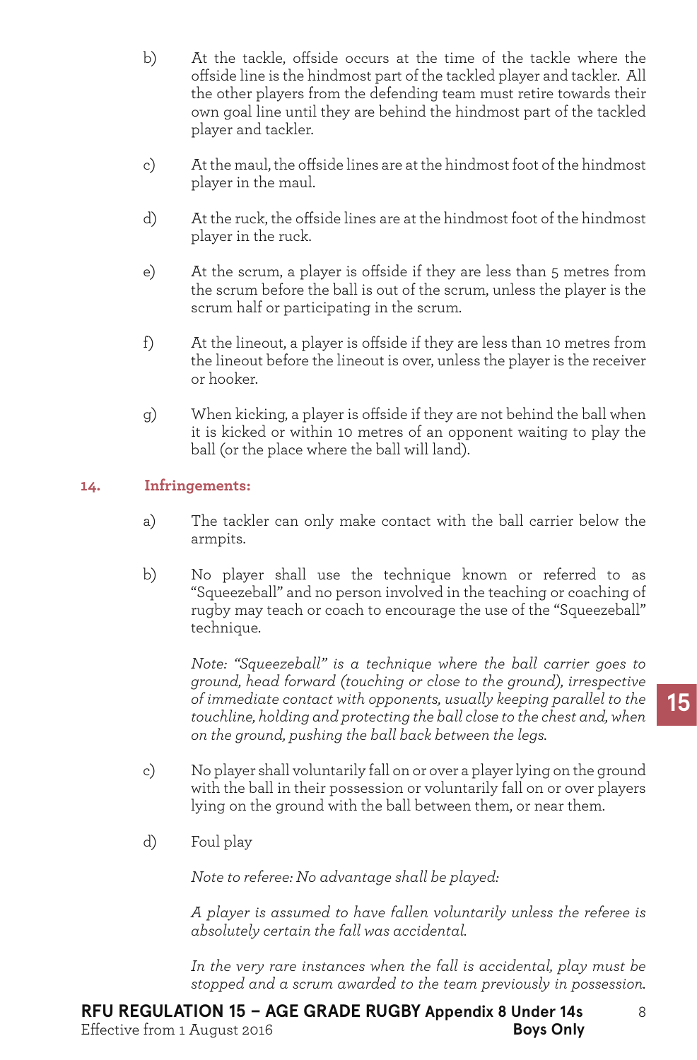b) At the tackle, offside occurs at the time of the tackle where the offside line is the hindmost part of the tackled player and tackler. All the other players from the defending team must retire towards their own goal line until they are behind the hindmost part of the tackled player and tackler.

c) At the maul, the offside lines are at the hindmost foot of the hindmost player in the maul.

d) At the ruck, the offside lines are at the hindmost foot of the hindmost player in the ruck.

e) At the scrum, a player is offside if they are less than 5 metres from the scrum before the ball is out of the scrum, unless the player is the scrum half or participating in the scrum.

f) At the lineout, a player is offside if they are less than 10 metres from the lineout before the lineout is over, unless the player is the receiver or hooker.

g) When kicking, a player is offside if they are not behind the ball when it is kicked or within 10 metres of an opponent waiting to play the ball (or the place where the ball will land).

## 14. Infringements:

a) The tackler can only make contact with the ball carrier below the armpits.

b) No player shall use the technique known or referred to as "Squeezeball" and no person involved in the teaching or coaching of rugby may teach or coach to encourage the use of the "Squeezeball" technique.

*Note: "Squeezeball" is a technique where the ball carrier goes to ground, head forward (touching or close to the ground), irrespective of immediate contact with opponents, usually keeping parallel to the touchline, holding and protecting the ball close to the chest and, when on the ground, pushing the ball back between the legs.*

c) No player shall voluntarily fall on or over a player lying on the ground with the ball in their possession or voluntarily fall on or over players lying on the ground with the ball between them, or near them.

d) Foul play

*Note to referee: No advantage shall be played:*

*A player is assumed to have fallen voluntarily unless the referee is absolutely certain the fall was accidental.*

*In the very rare instances when the fall is accidental, play must be stopped and a scrum awarded to the team previously in possession.*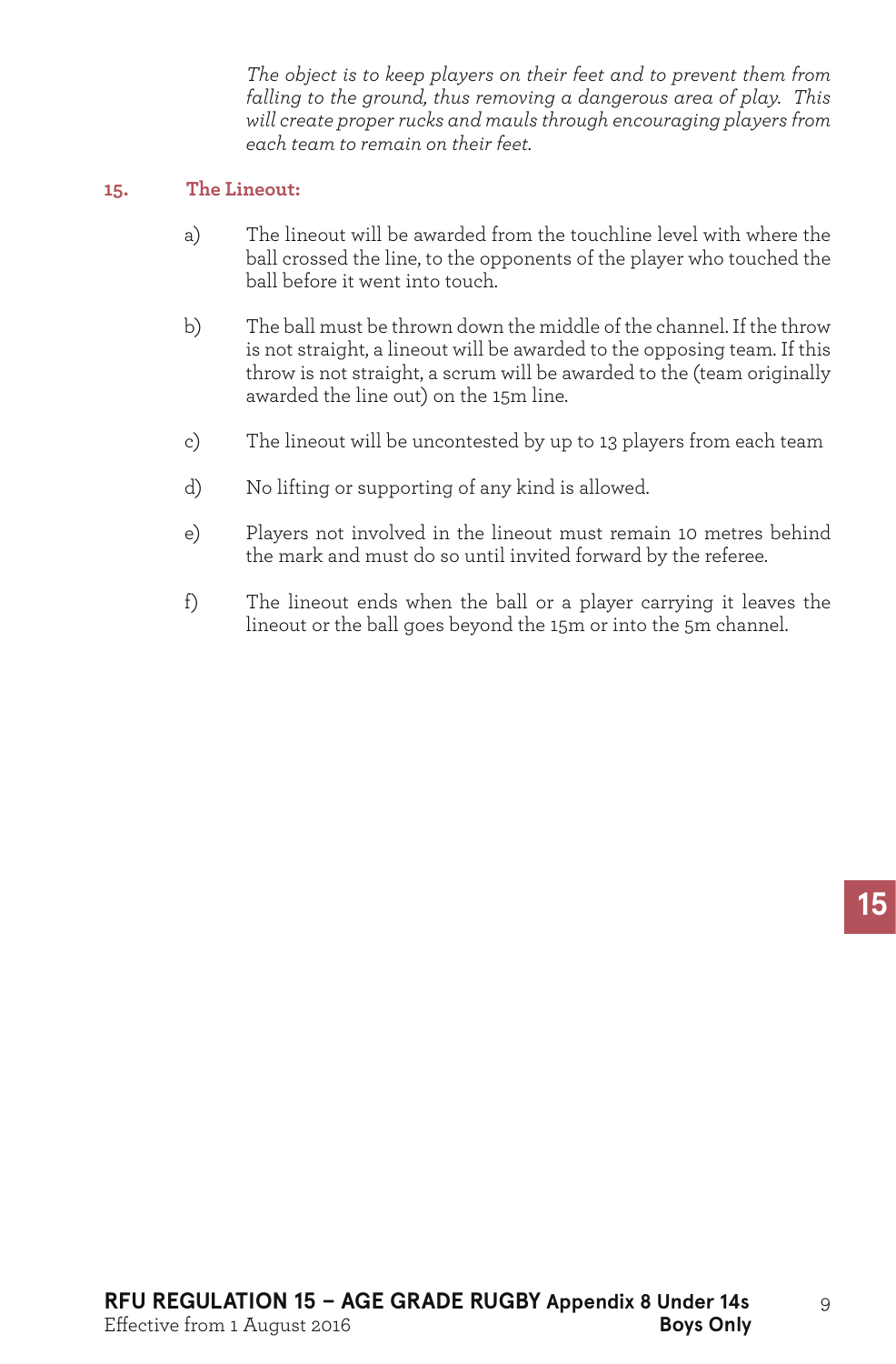*The object is to keep players on their feet and to prevent them from falling to the ground, thus removing a dangerous area of play. This will create proper rucks and mauls through encouraging players from each team to remain on their feet.*

## 15. The Lineout:

a) The lineout will be awarded from the touchline level with where the ball crossed the line, to the opponents of the player who touched the ball before it went into touch.

b) The ball must be thrown down the middle of the channel. If the throw is not straight, a lineout will be awarded to the opposing team. If this throw is not straight, a scrum will be awarded to the (team originally awarded the line out) on the 15m line.

c) The lineout will be uncontested by up to 13 players from each team

d) No lifting or supporting of any kind is allowed.

e) Players not involved in the lineout must remain 10 metres behind the mark and must do so until invited forward by the referee.

f) The lineout ends when the ball or a player carrying it leaves the lineout or the ball goes beyond the 15m or into the 5m channel.